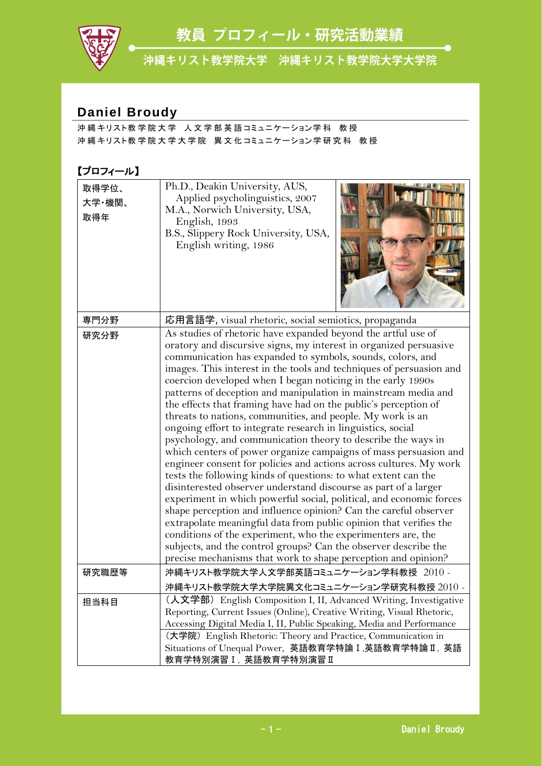# 教員 プロフィール・研究活動業績

沖縄キリスト教学院大学　沖縄キリスト教学院大学大学院

## Daniel Broudy

沖縄キリスト教学院大学　人文学部英語コミュニケーション学科　教授
沖縄キリスト教学院大学大学院　異文化コミュニケーション学研究科　教授

### 【プロフィール】

| | |
|---|---|
| 取得学位、大学・機関、取得年 | Ph.D., Deakin University, AUS, Applied psycholinguistics, 2007<br>M.A., Norwich University, USA, English, 1993<br>B.S., Slippery Rock University, USA, English writing, 1986 |
| 専門分野 | 応用言語学, visual rhetoric, social semiotics, propaganda |
| 研究分野 | As studies of rhetoric have expanded beyond the artful use of oratory and discursive signs, my interest in organized persuasive communication has expanded to symbols, sounds, colors, and images. This interest in the tools and techniques of persuasion and coercion developed when I began noticing in the early 1990s patterns of deception and manipulation in mainstream media and the effects that framing have had on the public's perception of threats to nations, communities, and people. My work is an ongoing effort to integrate research in linguistics, social psychology, and communication theory to describe the ways in which centers of power organize campaigns of mass persuasion and engineer consent for policies and actions across cultures. My work tests the following kinds of questions: to what extent can the disinterested observer understand discourse as part of a larger experiment in which powerful social, political, and economic forces shape perception and influence opinion? Can the careful observer extrapolate meaningful data from public opinion that verifies the conditions of the experiment, who the experimenters are, the subjects, and the control groups? Can the observer describe the precise mechanisms that work to shape perception and opinion? |
| 研究職歴等 | 沖縄キリスト教学院大学人文学部英語コミュニケーション学科教授　2010 -<br>沖縄キリスト教学院大学大学院異文化コミュニケーション学研究科教授 2010 - |
| 担当科目 | （人文学部）English Composition I, II, Advanced Writing, Investigative Reporting, Current Issues (Online), Creative Writing, Visual Rhetoric, Accessing Digital Media I, II, Public Speaking, Media and Performance<br>（大学院）English Rhetoric: Theory and Practice, Communication in Situations of Unequal Power, 英語教育学特論Ⅰ,英語教育学特論Ⅱ, 英語教育学特別演習Ⅰ, 英語教育学特別演習Ⅱ |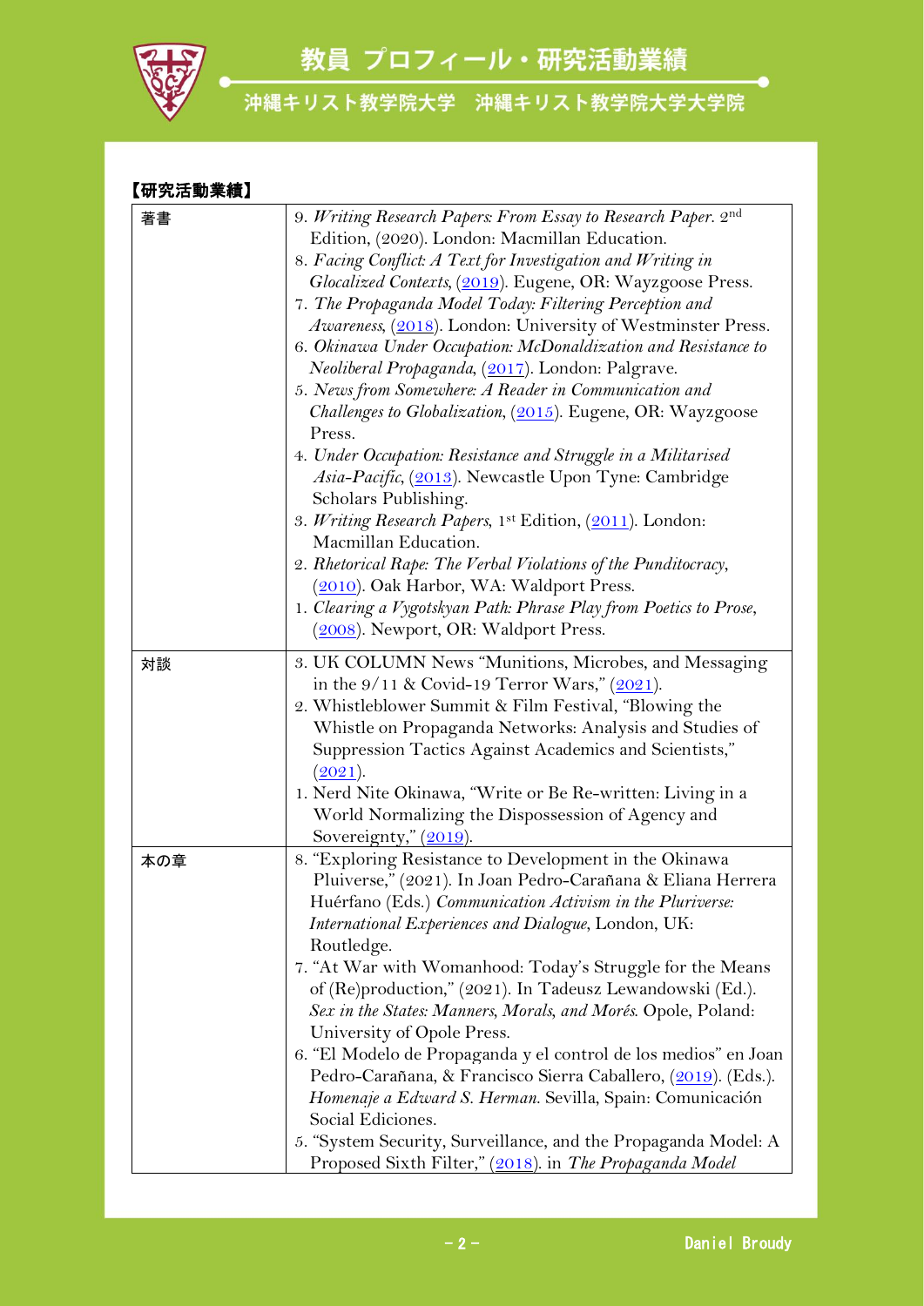【研究活動業績】

| | |
|---|---|
| 著書 | 9. *Writing Research Papers: From Essay to Research Paper*. 2nd Edition, (2020). London: Macmillan Education.<br>8. *Facing Conflict: A Text for Investigation and Writing in Glocalized Contexts*, (2019). Eugene, OR: Wayzgoose Press.<br>7. *The Propaganda Model Today: Filtering Perception and Awareness*, (2018). London: University of Westminster Press.<br>6. *Okinawa Under Occupation: McDonaldization and Resistance to Neoliberal Propaganda*, (2017). London: Palgrave.<br>5. *News from Somewhere: A Reader in Communication and Challenges to Globalization*, (2015). Eugene, OR: Wayzgoose Press.<br>4. *Under Occupation: Resistance and Struggle in a Militarised Asia-Pacific*, (2013). Newcastle Upon Tyne: Cambridge Scholars Publishing.<br>3. *Writing Research Papers*, 1st Edition, (2011). London: Macmillan Education.<br>2. *Rhetorical Rape: The Verbal Violations of the Punditocracy*, (2010). Oak Harbor, WA: Waldport Press.<br>1. *Clearing a Vygotskyan Path: Phrase Play from Poetics to Prose*, (2008). Newport, OR: Waldport Press. |
| 対談 | 3. UK COLUMN News "Munitions, Microbes, and Messaging in the 9/11 & Covid-19 Terror Wars," (2021).<br>2. Whistleblower Summit & Film Festival, "Blowing the Whistle on Propaganda Networks: Analysis and Studies of Suppression Tactics Against Academics and Scientists," (2021).<br>1. Nerd Nite Okinawa, "Write or Be Re-written: Living in a World Normalizing the Dispossession of Agency and Sovereignty," (2019). |
| 本の章 | 8. "Exploring Resistance to Development in the Okinawa Pluiverse," (2021). In Joan Pedro-Carañana & Eliana Herrera Huérfano (Eds.) *Communication Activism in the Pluriverse: International Experiences and Dialogue*, London, UK: Routledge.<br>7. "At War with Womanhood: Today's Struggle for the Means of (Re)production," (2021). In Tadeusz Lewandowski (Ed.). *Sex in the States: Manners, Morals, and Morés*. Opole, Poland: University of Opole Press.<br>6. "El Modelo de Propaganda y el control de los medios" en Joan Pedro-Carañana, & Francisco Sierra Caballero, (2019). (Eds.). *Homenaje a Edward S. Herman*. Sevilla, Spain: Comunicación Social Ediciones.<br>5. "System Security, Surveillance, and the Propaganda Model: A Proposed Sixth Filter," (2018). in *The Propaganda Model* |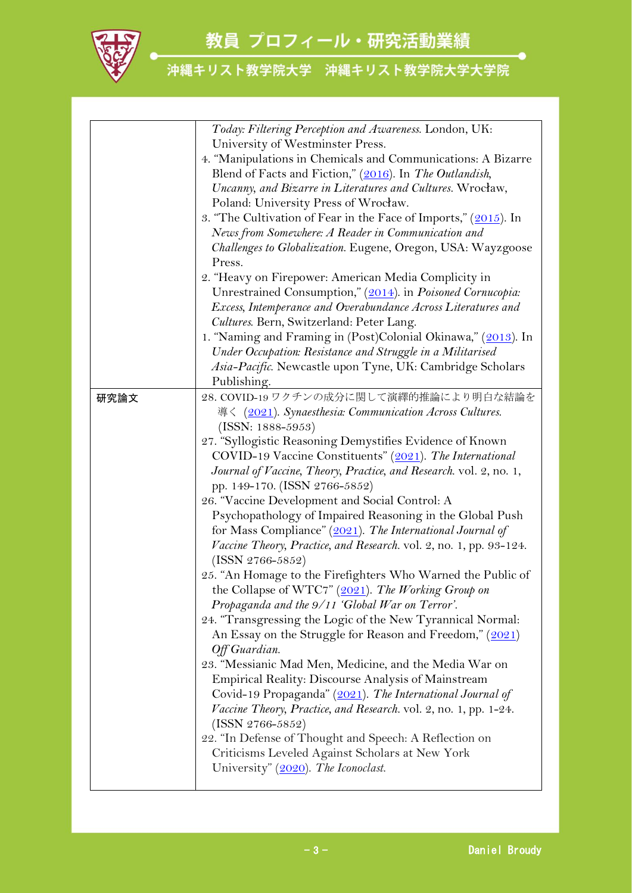| | |
|---|---|
| | *Today: Filtering Perception and Awareness.* London, UK: University of Westminster Press.<br>4. "Manipulations in Chemicals and Communications: A Bizarre Blend of Facts and Fiction," (2016). In *The Outlandish, Uncanny, and Bizarre in Literatures and Cultures.* Wrocław, Poland: University Press of Wrocław.<br>3. "The Cultivation of Fear in the Face of Imports," (2015). In *News from Somewhere: A Reader in Communication and Challenges to Globalization.* Eugene, Oregon, USA: Wayzgoose Press.<br>2. "Heavy on Firepower: American Media Complicity in Unrestrained Consumption," (2014). in *Poisoned Cornucopia: Excess, Intemperance and Overabundance Across Literatures and Cultures.* Bern, Switzerland: Peter Lang.<br>1. "Naming and Framing in (Post)Colonial Okinawa," (2013). In *Under Occupation: Resistance and Struggle in a Militarised Asia-Pacific.* Newcastle upon Tyne, UK: Cambridge Scholars Publishing. |
| 研究論文 | 28. COVID-19 ワクチンの成分に関して演繹的推論により明白な結論を導く (2021). *Synaesthesia: Communication Across Cultures.* (ISSN: 1888-5953)<br>27. "Syllogistic Reasoning Demystifies Evidence of Known COVID-19 Vaccine Constituents" (2021). *The International Journal of Vaccine, Theory, Practice, and Research.* vol. 2, no. 1, pp. 149-170. (ISSN 2766-5852)<br>26. "Vaccine Development and Social Control: A Psychopathology of Impaired Reasoning in the Global Push for Mass Compliance" (2021). *The International Journal of Vaccine Theory, Practice, and Research.* vol. 2, no. 1, pp. 93-124. (ISSN 2766-5852)<br>25. "An Homage to the Firefighters Who Warned the Public of the Collapse of WTC7" (2021). *The Working Group on Propaganda and the 9/11 'Global War on Terror'.*<br>24. "Transgressing the Logic of the New Tyrannical Normal: An Essay on the Struggle for Reason and Freedom," (2021) *Off Guardian.*<br>23. "Messianic Mad Men, Medicine, and the Media War on Empirical Reality: Discourse Analysis of Mainstream Covid-19 Propaganda" (2021). *The International Journal of Vaccine Theory, Practice, and Research.* vol. 2, no. 1, pp. 1-24. (ISSN 2766-5852)<br>22. "In Defense of Thought and Speech: A Reflection on Criticisms Leveled Against Scholars at New York University" (2020). *The Iconoclast.* |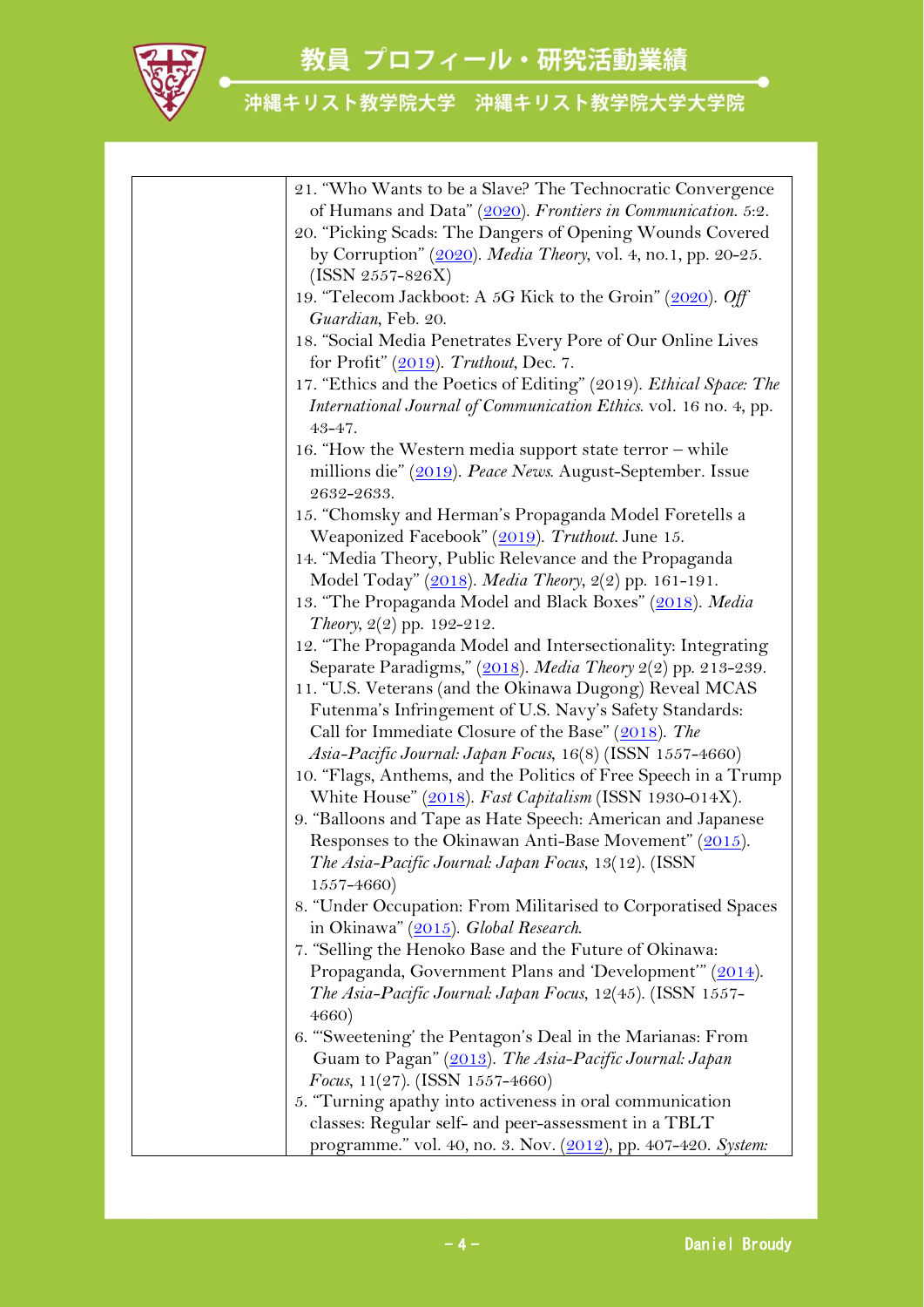| | |
|---|---|
| | 21. "Who Wants to be a Slave? The Technocratic Convergence of Humans and Data" (2020). *Frontiers in Communication*. 5:2.<br>20. "Picking Scads: The Dangers of Opening Wounds Covered by Corruption" (2020). *Media Theory*, vol. 4, no.1, pp. 20-25. (ISSN 2557-826X)<br>19. "Telecom Jackboot: A 5G Kick to the Groin" (2020). *Off Guardian*, Feb. 20.<br>18. "Social Media Penetrates Every Pore of Our Online Lives for Profit" (2019). *Truthout*, Dec. 7.<br>17. "Ethics and the Poetics of Editing" (2019). *Ethical Space: The International Journal of Communication Ethics*. vol. 16 no. 4, pp. 43-47.<br>16. "How the Western media support state terror – while millions die" (2019). *Peace News*. August-September. Issue 2632-2633.<br>15. "Chomsky and Herman's Propaganda Model Foretells a Weaponized Facebook" (2019). *Truthout*. June 15.<br>14. "Media Theory, Public Relevance and the Propaganda Model Today" (2018). *Media Theory*, 2(2) pp. 161-191.<br>13. "The Propaganda Model and Black Boxes" (2018). *Media Theory*, 2(2) pp. 192-212.<br>12. "The Propaganda Model and Intersectionality: Integrating Separate Paradigms," (2018). *Media Theory* 2(2) pp. 213-239.<br>11. "U.S. Veterans (and the Okinawa Dugong) Reveal MCAS Futenma's Infringement of U.S. Navy's Safety Standards: Call for Immediate Closure of the Base" (2018). *The Asia-Pacific Journal: Japan Focus*, 16(8) (ISSN 1557-4660)<br>10. "Flags, Anthems, and the Politics of Free Speech in a Trump White House" (2018). *Fast Capitalism* (ISSN 1930-014X).<br>9. "Balloons and Tape as Hate Speech: American and Japanese Responses to the Okinawan Anti-Base Movement" (2015). *The Asia-Pacific Journal: Japan Focus*, 13(12). (ISSN 1557-4660)<br>8. "Under Occupation: From Militarised to Corporatised Spaces in Okinawa" (2015). *Global Research*.<br>7. "Selling the Henoko Base and the Future of Okinawa: Propaganda, Government Plans and 'Development'" (2014). *The Asia-Pacific Journal: Japan Focus*, 12(45). (ISSN 1557-4660)<br>6. "'Sweetening' the Pentagon's Deal in the Marianas: From Guam to Pagan" (2013). *The Asia-Pacific Journal: Japan Focus*, 11(27). (ISSN 1557-4660)<br>5. "Turning apathy into activeness in oral communication classes: Regular self- and peer-assessment in a TBLT programme." vol. 40, no. 3. Nov. (2012), pp. 407-420. *System:* |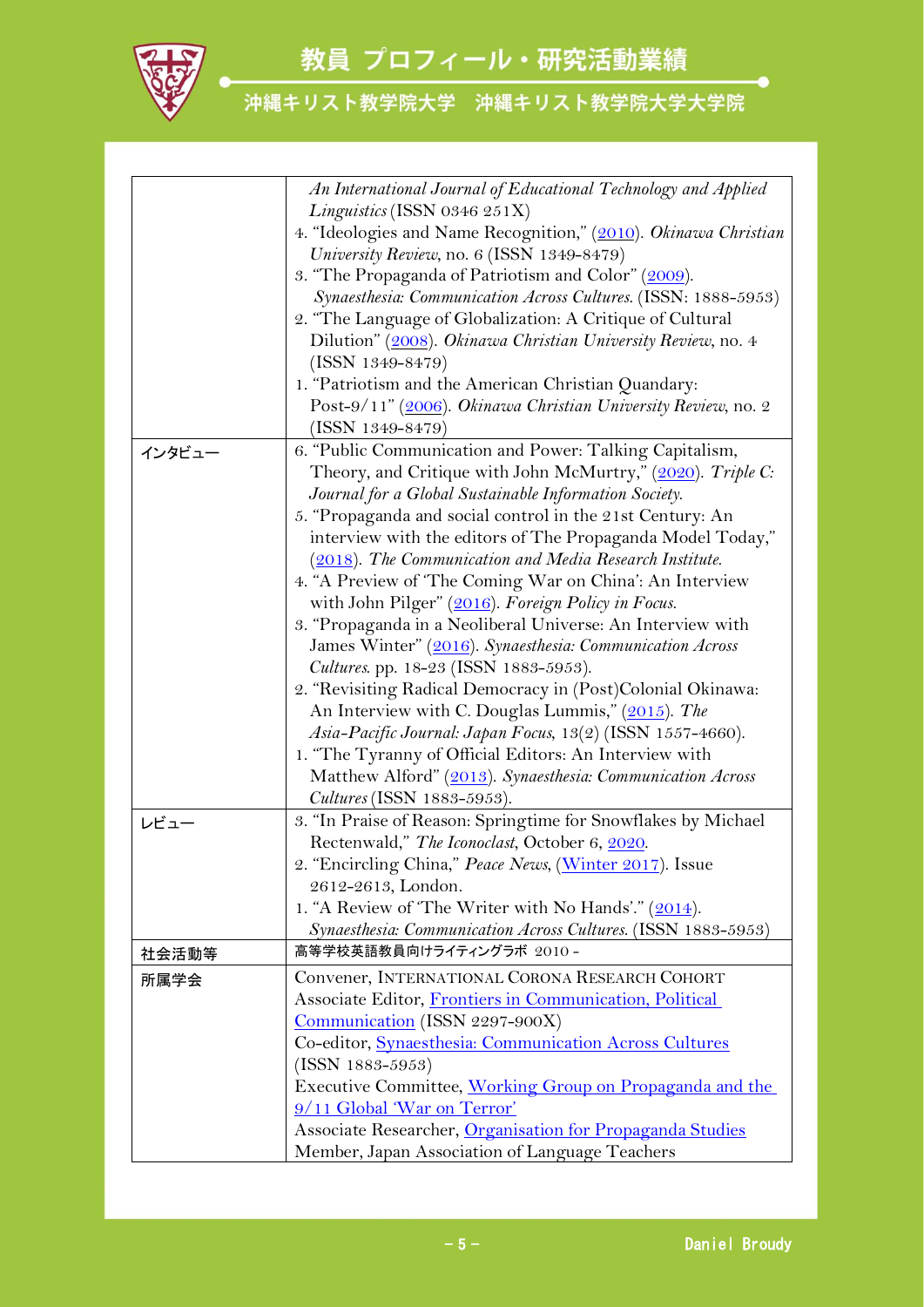| | |
|---|---|
| | *An International Journal of Educational Technology and Applied Linguistics* (ISSN 0346 251X)<br>4. "Ideologies and Name Recognition," (2010). *Okinawa Christian University Review*, no. 6 (ISSN 1349-8479)<br>3. "The Propaganda of Patriotism and Color" (2009). *Synaesthesia: Communication Across Cultures.* (ISSN: 1888-5953)<br>2. "The Language of Globalization: A Critique of Cultural Dilution" (2008). *Okinawa Christian University Review*, no. 4 (ISSN 1349-8479)<br>1. "Patriotism and the American Christian Quandary: Post-9/11" (2006). *Okinawa Christian University Review*, no. 2 (ISSN 1349-8479) |
| インタビュー | 6. "Public Communication and Power: Talking Capitalism, Theory, and Critique with John McMurtry," (2020). *Triple C: Journal for a Global Sustainable Information Society.*<br>5. "Propaganda and social control in the 21st Century: An interview with the editors of The Propaganda Model Today," (2018). *The Communication and Media Research Institute.*<br>4. "A Preview of 'The Coming War on China': An Interview with John Pilger" (2016). *Foreign Policy in Focus.*<br>3. "Propaganda in a Neoliberal Universe: An Interview with James Winter" (2016). *Synaesthesia: Communication Across Cultures.* pp. 18-23 (ISSN 1883-5953).<br>2. "Revisiting Radical Democracy in (Post)Colonial Okinawa: An Interview with C. Douglas Lummis," (2015). *The Asia-Pacific Journal: Japan Focus*, 13(2) (ISSN 1557-4660).<br>1. "The Tyranny of Official Editors: An Interview with Matthew Alford" (2013). *Synaesthesia: Communication Across Cultures* (ISSN 1883-5953). |
| レビュー | 3. "In Praise of Reason: Springtime for Snowflakes by Michael Rectenwald," *The Iconoclast*, October 6, 2020.<br>2. "Encircling China," *Peace News*, (Winter 2017). Issue 2612-2613, London.<br>1. "A Review of 'The Writer with No Hands'." (2014). *Synaesthesia: Communication Across Cultures.* (ISSN 1883-5953) |
| 社会活動等 | 高等学校英語教員向けライティングラボ 2010 - |
| 所属学会 | Convener, INTERNATIONAL CORONA RESEARCH COHORT<br>Associate Editor, Frontiers in Communication, Political Communication (ISSN 2297-900X)<br>Co-editor, Synaesthesia: Communication Across Cultures (ISSN 1883-5953)<br>Executive Committee, Working Group on Propaganda and the 9/11 Global 'War on Terror'<br>Associate Researcher, Organisation for Propaganda Studies<br>Member, Japan Association of Language Teachers |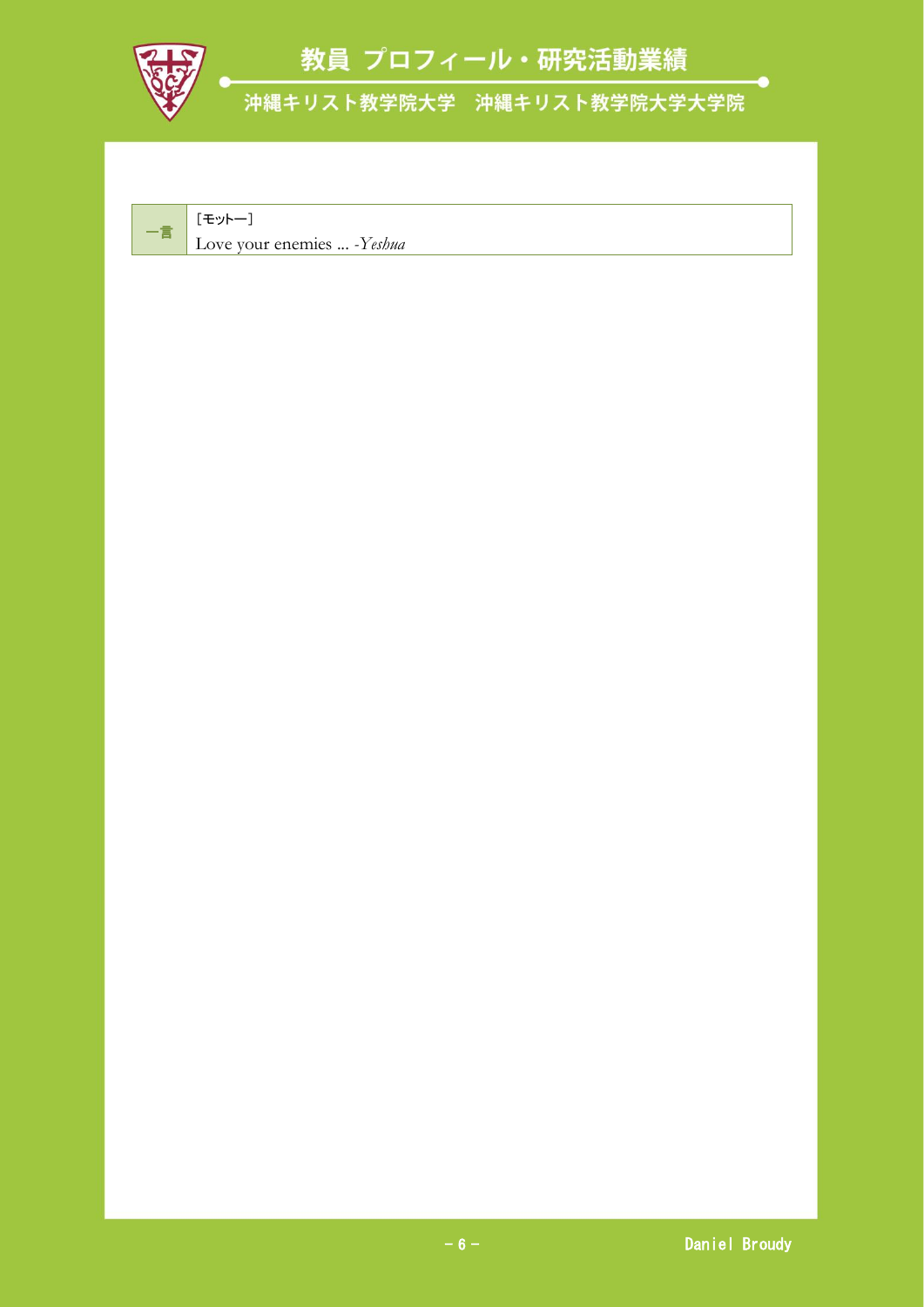| | |
|---|---|
| 一言 | ［モットー］<br>Love your enemies ... -*Yeshua* |